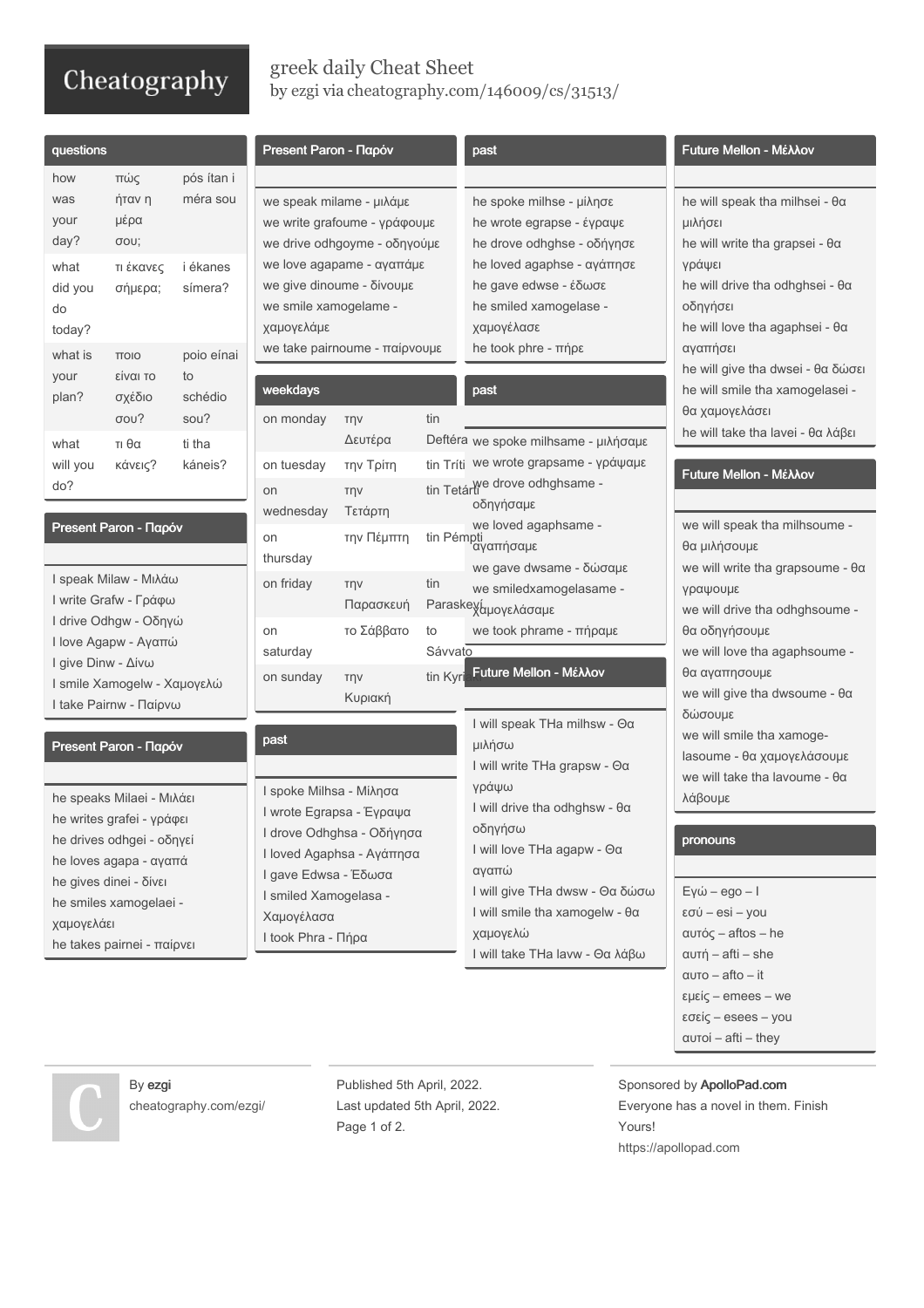# greek daily Cheat Sheet

by ezgi via cheatography.com/146009/cs/31513/

## questions

| | | |
|---|---|---|
| how was your day? | πώς ήταν η μέρα σου; | pós ítan i méra sou |
| what did you do today? | τι έκανες σήμερα; | i ékanes símera? |
| what is your plan? | ποιο είναι το σχέδιο σου? | poio einai to schédio sou? |
| what will you do? | τι θα κάνεις? | ti tha káneis? |

## Present Paron - Παρόν

I speak Milaw - Μιλάω
I write Grafw - Γράφω
I drive Odhgw - Οδηγώ
I love Agapw - Αγαπώ
I give Dinw - Δίνω
I smile Xamogelw - Χαμογελώ
I take Pairnw - Παίρνω

## Present Paron - Παρόν

he speaks Milaei - Μιλάει
he writes grafei - γράφει
he drives odhgei - οδηγεί
he loves agapa - αγαπά
he gives dinei - δίνει
he smiles xamogelaei - χαμογελάει
he takes pairnei - παίρνει

## Present Paron - Παρόν

we speak milame - μιλάμε
we write grafoume - γράφουμε
we drive odhgoyme - οδηγούμε
we love agapame - αγαπάμε
we give dinoume - δίνουμε
we smile xamogelame - χαμογελάμε
we take pairnoume - παίρνουμε

## weekdays

| | | |
|---|---|---|
| on monday | την Δευτέρα | tin Deftéra |
| on tuesday | την Τρίτη | tin Tríti |
| on wednesday | την Τετάρτη | tin Tetárti |
| on thursday | την Πέμπτη | tin Pémpti |
| on friday | την Παρασκευή | tin Paraskeví |
| on saturday | το Σάββατο | to Sávvato |
| on sunday | την Κυριακή | tin Kyri |

## past

I spoke Milhsa - Μίλησα
I wrote Egrapsa - Έγραψα
I drove Odhghsa - Οδήγησα
I loved Agaphsa - Αγάπησα
I gave Edwsa - Έδωσα
I smiled Xamogelasa - Χαμογέλασα
I took Phra - Πήρα

## past

he spoke milhse - μίλησε
he wrote egrapse - έγραψε
he drove odhghse - οδήγησε
he loved agaphse - αγάπησε
he gave edwse - έδωσε
he smiled xamogelase - χαμογέλασε
he took phre - πήρε

## past

we spoke milhsame - μιλήσαμε
we wrote grapsame - γράψαμε
we drove odhghsame - οδηγήσαμε
we loved agaphsame - αγαπήσαμε
we gave dwsame - δώσαμε
we smiledxamogelasame - χαμογελάσαμε
we took phrame - πήραμε

## Future Mellon - Μέλλον

I will speak THa milhsw - Θα μιλήσω
I will write THa grapsw - Θα γράψω
I will drive tha odhghsw - θα οδηγήσω
I will love THa agapw - Θα αγαπώ
I will give THa dwsw - Θα δώσω
I will smile tha xamogelw - θα χαμογελώ
I will take THa lavw - Θα λάβω

## Future Mellon - Μέλλον

he will speak tha milhsei - θα μιλήσει
he will write tha grapsei - θα γράψει
he will drive tha odhghsei - θα οδηγήσει
he will love tha agaphsei - θα αγαπήσει
he will give tha dwsei - θα δώσει
he will smile tha xamogelasei - θα χαμογελάσει
he will take tha lavei - θα λάβει

## Future Mellon - Μέλλον

we will speak tha milhsoume - θα μιλήσουμε
we will write tha grapsoume - θα γραψουμε
we will drive tha odhghsoume - θα οδηγήσουμε
we will love tha agaphsoume - θα αγαπησουμε
we will give tha dwsoume - θα δώσουμε
we will smile tha xamogelasoume - θα χαμογελάσουμε
we will take tha lavoume - θα λάβουμε

## pronouns

Εγώ – ego – I
εσύ – esi – you
αυτός – aftos – he
αυτή – afti – she
αυτο – afto – it
εμείς – emees – we
εσείς – esees – you
αυτοι – afti – they

By ezgi
cheatography.com/ezgi/

Published 5th April, 2022.
Last updated 5th April, 2022.

Sponsored by ApolloPad.com
Everyone has a novel in them. Finish Yours!
https://apollopad.com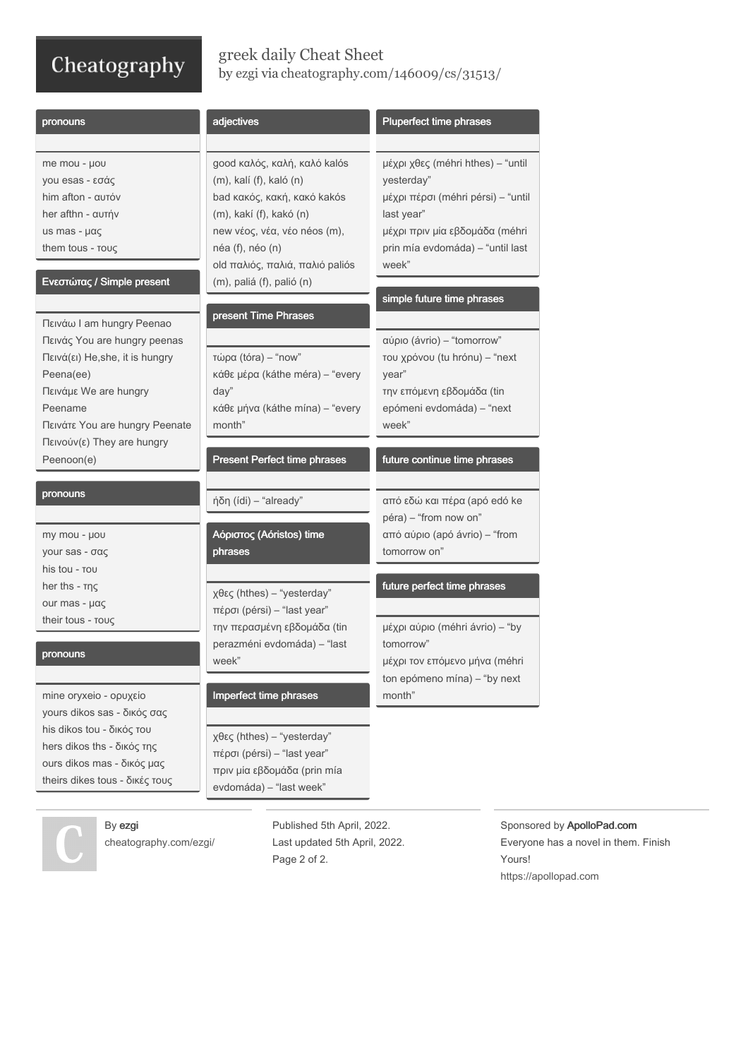## pronouns

me mou - μου
you esas - εσάς
him afton - αυτόν
her afthn - αυτήν
us mas - μας
them tous - τους

## Ενεστώτας / Simple present

Πεινάω I am hungry Peenao
Πεινάς You are hungry peenas
Πεινά(ει) He,she, it is hungry Peena(ee)
Πεινάμε We are hungry Peename
Πεινάτε You are hungry Peenate
Πεινούν(ε) They are hungry Peenoon(e)

## pronouns

my mou - μου
your sas - σας
his tou - του
her ths - της
our mas - μας
their tous - τους

## pronouns

mine oryxeio - ορυχείο
yours dikos sas - δικός σας
his dikos tou - δικός του
hers dikos ths - δικός της
ours dikos mas - δικός μας
theirs dikes tous - δικές τους

## adjectives

good καλός, καλή, καλό kalós (m), kalí (f), kaló (n)
bad κακός, κακή, κακό kakós (m), kakí (f), kakó (n)
new νέος, νέα, νέο néos (m), néa (f), néo (n)
old παλιός, παλιά, παλιό paliós (m), paliá (f), palió (n)

## present Time Phrases

τώρα (tóra) – "now"
κάθε μέρα (káthe méra) – "every day"
κάθε μήνα (káthe mína) – "every month"

## Present Perfect time phrases

ήδη (ídi) – "already"

## Αόριστος (Aóristos) time phrases

χθες (hthes) – "yesterday"
πέρσι (pérsi) – "last year"
την περασμένη εβδομάδα (tin perazméni evdomáda) – "last week"

## Imperfect time phrases

χθες (hthes) – "yesterday"
πέρσι (pérsi) – "last year"
πριν μία εβδομάδα (prin mía evdomáda) – "last week"

## Pluperfect time phrases

μέχρι χθες (méhri hthes) – "until yesterday"
μέχρι πέρσι (méhri pérsi) – "until last year"
μέχρι πριν μία εβδομάδα (méhri prin mía evdomáda) – "until last week"

## simple future time phrases

αύριο (ávrio) – "tomorrow"
του χρόνου (tu hrónu) – "next year"
την επόμενη εβδομάδα (tin epómeni evdomáda) – "next week"

## future continue time phrases

από εδώ και πέρα (apó edó ke péra) – "from now on"
από αύριο (apó ávrio) – "from tomorrow on"

## future perfect time phrases

μέχρι αύριο (méhri ávrio) – "by tomorrow"
μέχρι τον επόμενο μήνα (méhri ton epómeno mína) – "by next month"